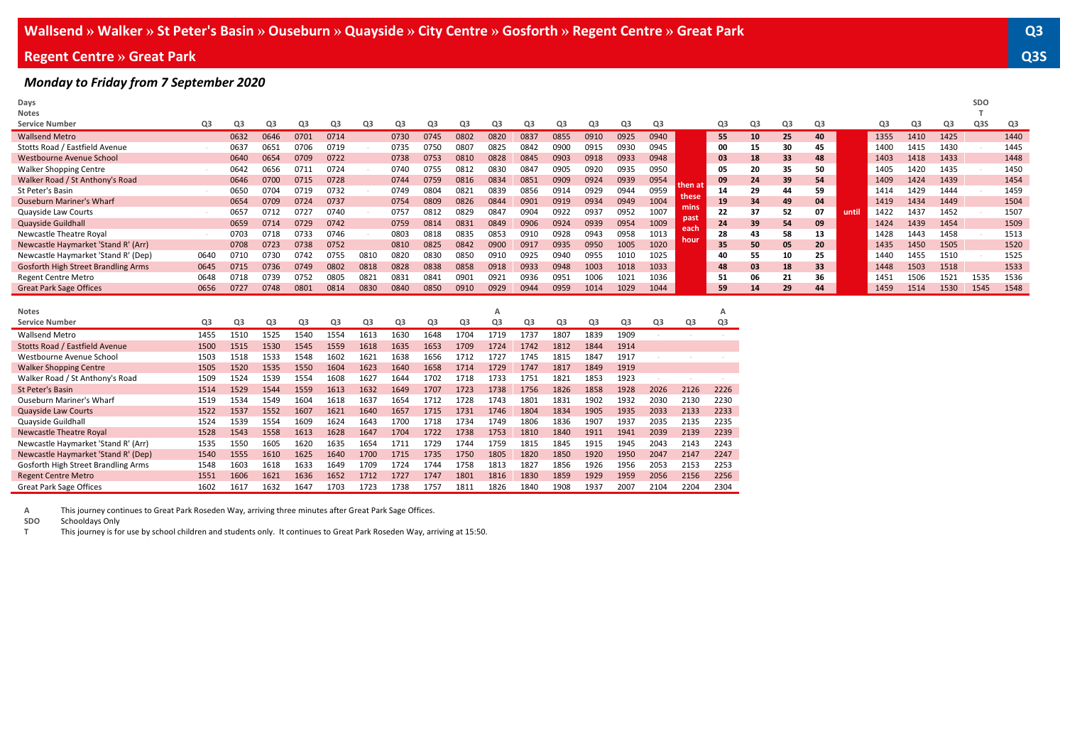# Wallsend » Walker » St Peter's Basin » Ouseburn » Quayside » City Centre » Gosforth » Regent Centre » Great Park

Q3

## Regent Centre » Great Park

Q3S

### *Monday to Friday from 7 September 2020*

| Days | | | | | | | | | | | | | | | | | | | | | | | | | | | |
|---|---|---|---|---|---|---|---|---|---|---|---|---|---|---|---|---|---|---|---|---|---|---|---|---|---|---|---|
| Notes | | | | | | | | | | | | | | | | | | | | | | | | | SDO T | |
| Service Number | Q3 | Q3 | Q3 | Q3 | Q3 | Q3 | Q3 | Q3 | Q3 | Q3 | Q3 | Q3 | Q3 | Q3 | Q3 | | Q3 | Q3 | Q3 | Q3 | | Q3 | Q3 | Q3 | Q3S | Q3 |
| Wallsend Metro | | 0632 | 0646 | 0701 | 0714 | | 0730 | 0745 | 0802 | 0820 | 0837 | 0855 | 0910 | 0925 | 0940 | then at these mins past each hour | 55 | 10 | 25 | 40 | until | 1355 | 1410 | 1425 | | 1440 |
| Stotts Road / Eastfield Avenue | - | 0637 | 0651 | 0706 | 0719 | - | 0735 | 0750 | 0807 | 0825 | 0842 | 0900 | 0915 | 0930 | 0945 | | 00 | 15 | 30 | 45 | | 1400 | 1415 | 1430 | - | 1445 |
| Westbourne Avenue School | | 0640 | 0654 | 0709 | 0722 | | 0738 | 0753 | 0810 | 0828 | 0845 | 0903 | 0918 | 0933 | 0948 | | 03 | 18 | 33 | 48 | | 1403 | 1418 | 1433 | | 1448 |
| Walker Shopping Centre | - | 0642 | 0656 | 0711 | 0724 | - | 0740 | 0755 | 0812 | 0830 | 0847 | 0905 | 0920 | 0935 | 0950 | | 05 | 20 | 35 | 50 | | 1405 | 1420 | 1435 | - | 1450 |
| Walker Road / St Anthony's Road | | 0646 | 0700 | 0715 | 0728 | | 0744 | 0759 | 0816 | 0834 | 0851 | 0909 | 0924 | 0939 | 0954 | | 09 | 24 | 39 | 54 | | 1409 | 1424 | 1439 | | 1454 |
| St Peter's Basin | - | 0650 | 0704 | 0719 | 0732 | - | 0749 | 0804 | 0821 | 0839 | 0856 | 0914 | 0929 | 0944 | 0959 | | 14 | 29 | 44 | 59 | | 1414 | 1429 | 1444 | - | 1459 |
| Ouseburn Mariner's Wharf | | 0654 | 0709 | 0724 | 0737 | | 0754 | 0809 | 0826 | 0844 | 0901 | 0919 | 0934 | 0949 | 1004 | | 19 | 34 | 49 | 04 | | 1419 | 1434 | 1449 | | 1504 |
| Quayside Law Courts | - | 0657 | 0712 | 0727 | 0740 | - | 0757 | 0812 | 0829 | 0847 | 0904 | 0922 | 0937 | 0952 | 1007 | | 22 | 37 | 52 | 07 | | 1422 | 1437 | 1452 | - | 1507 |
| Quayside Guildhall | | 0659 | 0714 | 0729 | 0742 | | 0759 | 0814 | 0831 | 0849 | 0906 | 0924 | 0939 | 0954 | 1009 | | 24 | 39 | 54 | 09 | | 1424 | 1439 | 1454 | | 1509 |
| Newcastle Theatre Royal | - | 0703 | 0718 | 0733 | 0746 | - | 0803 | 0818 | 0835 | 0853 | 0910 | 0928 | 0943 | 0958 | 1013 | | 28 | 43 | 58 | 13 | | 1428 | 1443 | 1458 | - | 1513 |
| Newcastle Haymarket 'Stand R' (Arr) | | 0708 | 0723 | 0738 | 0752 | | 0810 | 0825 | 0842 | 0900 | 0917 | 0935 | 0950 | 1005 | 1020 | | 35 | 50 | 05 | 20 | | 1435 | 1450 | 1505 | | 1520 |
| Newcastle Haymarket 'Stand R' (Dep) | 0640 | 0710 | 0730 | 0742 | 0755 | 0810 | 0820 | 0830 | 0850 | 0910 | 0925 | 0940 | 0955 | 1010 | 1025 | | 40 | 55 | 10 | 25 | | 1440 | 1455 | 1510 | - | 1525 |
| Gosforth High Street Brandling Arms | 0645 | 0715 | 0736 | 0749 | 0802 | 0818 | 0828 | 0838 | 0858 | 0918 | 0933 | 0948 | 1003 | 1018 | 1033 | | 48 | 03 | 18 | 33 | | 1448 | 1503 | 1518 | | 1533 |
| Regent Centre Metro | 0648 | 0718 | 0739 | 0752 | 0805 | 0821 | 0831 | 0841 | 0901 | 0921 | 0936 | 0951 | 1006 | 1021 | 1036 | | 51 | 06 | 21 | 36 | | 1451 | 1506 | 1521 | 1535 | 1536 |
| Great Park Sage Offices | 0656 | 0727 | 0748 | 0801 | 0814 | 0830 | 0840 | 0850 | 0910 | 0929 | 0944 | 0959 | 1014 | 1029 | 1044 | | 59 | 14 | 29 | 44 | | 1459 | 1514 | 1530 | 1545 | 1548 |

| Notes | | | | | | | | | | A | | | | | | | A |
|---|---|---|---|---|---|---|---|---|---|---|---|---|---|---|---|---|---|
| Service Number | Q3 | Q3 | Q3 | Q3 | Q3 | Q3 | Q3 | Q3 | Q3 | Q3 | Q3 | Q3 | Q3 | Q3 | Q3 | Q3 | Q3 |
| Wallsend Metro | 1455 | 1510 | 1525 | 1540 | 1554 | 1613 | 1630 | 1648 | 1704 | 1719 | 1737 | 1807 | 1839 | 1909 | - | - | - |
| Stotts Road / Eastfield Avenue | 1500 | 1515 | 1530 | 1545 | 1559 | 1618 | 1635 | 1653 | 1709 | 1724 | 1742 | 1812 | 1844 | 1914 | | | |
| Westbourne Avenue School | 1503 | 1518 | 1533 | 1548 | 1602 | 1621 | 1638 | 1656 | 1712 | 1727 | 1745 | 1815 | 1847 | 1917 | - | - | - |
| Walker Shopping Centre | 1505 | 1520 | 1535 | 1550 | 1604 | 1623 | 1640 | 1658 | 1714 | 1729 | 1747 | 1817 | 1849 | 1919 | | | |
| Walker Road / St Anthony's Road | 1509 | 1524 | 1539 | 1554 | 1608 | 1627 | 1644 | 1702 | 1718 | 1733 | 1751 | 1821 | 1853 | 1923 | - | - | - |
| St Peter's Basin | 1514 | 1529 | 1544 | 1559 | 1613 | 1632 | 1649 | 1707 | 1723 | 1738 | 1756 | 1826 | 1858 | 1928 | 2026 | 2126 | 2226 |
| Ouseburn Mariner's Wharf | 1519 | 1534 | 1549 | 1604 | 1618 | 1637 | 1654 | 1712 | 1728 | 1743 | 1801 | 1831 | 1902 | 1932 | 2030 | 2130 | 2230 |
| Quayside Law Courts | 1522 | 1537 | 1552 | 1607 | 1621 | 1640 | 1657 | 1715 | 1731 | 1746 | 1804 | 1834 | 1905 | 1935 | 2033 | 2133 | 2233 |
| Quayside Guildhall | 1524 | 1539 | 1554 | 1609 | 1624 | 1643 | 1700 | 1718 | 1734 | 1749 | 1806 | 1836 | 1907 | 1937 | 2035 | 2135 | 2235 |
| Newcastle Theatre Royal | 1528 | 1543 | 1558 | 1613 | 1628 | 1647 | 1704 | 1722 | 1738 | 1753 | 1810 | 1840 | 1911 | 1941 | 2039 | 2139 | 2239 |
| Newcastle Haymarket 'Stand R' (Arr) | 1535 | 1550 | 1605 | 1620 | 1635 | 1654 | 1711 | 1729 | 1744 | 1759 | 1815 | 1845 | 1915 | 1945 | 2043 | 2143 | 2243 |
| Newcastle Haymarket 'Stand R' (Dep) | 1540 | 1555 | 1610 | 1625 | 1640 | 1700 | 1715 | 1735 | 1750 | 1805 | 1820 | 1850 | 1920 | 1950 | 2047 | 2147 | 2247 |
| Gosforth High Street Brandling Arms | 1548 | 1603 | 1618 | 1633 | 1649 | 1709 | 1724 | 1744 | 1758 | 1813 | 1827 | 1856 | 1926 | 1956 | 2053 | 2153 | 2253 |
| Regent Centre Metro | 1551 | 1606 | 1621 | 1636 | 1652 | 1712 | 1727 | 1747 | 1801 | 1816 | 1830 | 1859 | 1929 | 1959 | 2056 | 2156 | 2256 |
| Great Park Sage Offices | 1602 | 1617 | 1632 | 1647 | 1703 | 1723 | 1738 | 1757 | 1811 | 1826 | 1840 | 1908 | 1937 | 2007 | 2104 | 2204 | 2304 |

**A** This journey continues to Great Park Roseden Way, arriving three minutes after Great Park Sage Offices.

**SDO** Schooldays Only

**T** This journey is for use by school children and students only. It continues to Great Park Roseden Way, arriving at 15:50.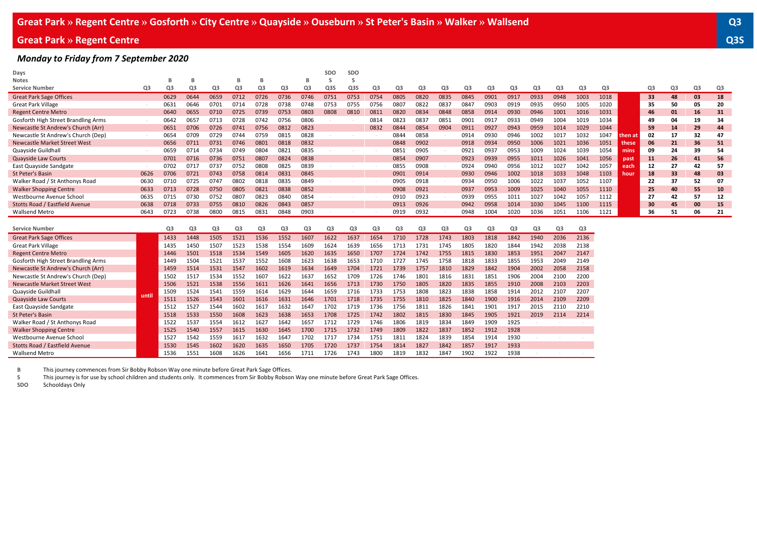# Great Park » Regent Centre » Gosforth » City Centre » Quayside » Ouseburn » St Peter's Basin » Walker » Wallsend — Q3

## Great Park » Regent Centre — Q3S

### *Monday to Friday from 7 September 2020*

| Days | | | | | | | | | SDO | SDO | | | | | | | | | | | | | | | | |
|---|---|---|---|---|---|---|---|---|---|---|---|---|---|---|---|---|---|---|---|---|---|---|---|---|---|---|
| Notes | | B | B | | B | B | | B | S | S | | | | | | | | | | | | | | | | |
| Service Number | Q3 | Q3 | Q3 | Q3 | Q3 | Q3 | Q3 | Q3 | Q3S | Q3S | Q3 | Q3 | Q3 | Q3 | Q3 | Q3 | Q3 | Q3 | Q3 | Q3 | Q3 | | Q3 | Q3 | Q3 | Q3 |
| Great Park Sage Offices | | 0629 | 0644 | 0659 | 0712 | 0726 | 0736 | 0746 | 0751 | 0753 | 0754 | 0805 | 0820 | 0835 | 0845 | 0901 | 0917 | 0933 | 0948 | 1003 | 1018 | | 33 | 48 | 03 | 18 |
| Great Park Village | - | 0631 | 0646 | 0701 | 0714 | 0728 | 0738 | 0748 | 0753 | 0755 | 0756 | 0807 | 0822 | 0837 | 0847 | 0903 | 0919 | 0935 | 0950 | 1005 | 1020 | | 35 | 50 | 05 | 20 |
| Regent Centre Metro | | 0640 | 0655 | 0710 | 0725 | 0739 | 0753 | 0803 | 0808 | 0810 | 0811 | 0820 | 0834 | 0848 | 0858 | 0914 | 0930 | 0946 | 1001 | 1016 | 1031 | | 46 | 01 | 16 | 31 |
| Gosforth High Street Brandling Arms | - | 0642 | 0657 | 0713 | 0728 | 0742 | 0756 | 0806 | - | - | 0814 | 0823 | 0837 | 0851 | 0901 | 0917 | 0933 | 0949 | 1004 | 1019 | 1034 | | 49 | 04 | 19 | 34 |
| Newcastle St Andrew's Church (Arr) | | 0651 | 0706 | 0726 | 0741 | 0756 | 0812 | 0823 | | | 0832 | 0844 | 0854 | 0904 | 0911 | 0927 | 0943 | 0959 | 1014 | 1029 | 1044 | | 59 | 14 | 29 | 44 |
| Newcastle St Andrew's Church (Dep) | - | 0654 | 0709 | 0729 | 0744 | 0759 | 0815 | 0828 | - | - | - | 0844 | 0858 | - | 0914 | 0930 | 0946 | 1002 | 1017 | 1032 | 1047 | then at | 02 | 17 | 32 | 47 |
| Newcastle Market Street West | | 0656 | 0711 | 0731 | 0746 | 0801 | 0818 | 0832 | | | | 0848 | 0902 | | 0918 | 0934 | 0950 | 1006 | 1021 | 1036 | 1051 | these | 06 | 21 | 36 | 51 |
| Quayside Guildhall | - | 0659 | 0714 | 0734 | 0749 | 0804 | 0821 | 0835 | - | - | - | 0851 | 0905 | - | 0921 | 0937 | 0953 | 1009 | 1024 | 1039 | 1054 | mins | 09 | 24 | 39 | 54 |
| Quayside Law Courts | | 0701 | 0716 | 0736 | 0751 | 0807 | 0824 | 0838 | | | | 0854 | 0907 | | 0923 | 0939 | 0955 | 1011 | 1026 | 1041 | 1056 | past | 11 | 26 | 41 | 56 |
| East Quayside Sandgate | - | 0702 | 0717 | 0737 | 0752 | 0808 | 0825 | 0839 | - | - | - | 0855 | 0908 | - | 0924 | 0940 | 0956 | 1012 | 1027 | 1042 | 1057 | each | 12 | 27 | 42 | 57 |
| St Peter's Basin | 0626 | 0706 | 0721 | 0743 | 0758 | 0814 | 0831 | 0845 | | | | 0901 | 0914 | | 0930 | 0946 | 1002 | 1018 | 1033 | 1048 | 1103 | hour | 18 | 33 | 48 | 03 |
| Walker Road / St Anthonys Road | 0630 | 0710 | 0725 | 0747 | 0802 | 0818 | 0835 | 0849 | - | - | - | 0905 | 0918 | - | 0934 | 0950 | 1006 | 1022 | 1037 | 1052 | 1107 | | 22 | 37 | 52 | 07 |
| Walker Shopping Centre | 0633 | 0713 | 0728 | 0750 | 0805 | 0821 | 0838 | 0852 | | | | 0908 | 0921 | | 0937 | 0953 | 1009 | 1025 | 1040 | 1055 | 1110 | | 25 | 40 | 55 | 10 |
| Westbourne Avenue School | 0635 | 0715 | 0730 | 0752 | 0807 | 0823 | 0840 | 0854 | - | - | - | 0910 | 0923 | - | 0939 | 0955 | 1011 | 1027 | 1042 | 1057 | 1112 | | 27 | 42 | 57 | 12 |
| Stotts Road / Eastfield Avenue | 0638 | 0718 | 0733 | 0755 | 0810 | 0826 | 0843 | 0857 | | | | 0913 | 0926 | | 0942 | 0958 | 1014 | 1030 | 1045 | 1100 | 1115 | | 30 | 45 | 00 | 15 |
| Wallsend Metro | 0643 | 0723 | 0738 | 0800 | 0815 | 0831 | 0848 | 0903 | - | - | - | 0919 | 0932 | - | 0948 | 1004 | 1020 | 1036 | 1051 | 1106 | 1121 | | 36 | 51 | 06 | 21 |

| Service Number | | Q3 | Q3 | Q3 | Q3 | Q3 | Q3 | Q3 | Q3 | Q3 | Q3 | Q3 | Q3 | Q3 | Q3 | Q3 | Q3 | Q3 | Q3 | Q3 |
|---|---|---|---|---|---|---|---|---|---|---|---|---|---|---|---|---|---|---|---|---|
| Great Park Sage Offices | | 1433 | 1448 | 1505 | 1521 | 1536 | 1552 | 1607 | 1622 | 1637 | 1654 | 1710 | 1728 | 1743 | 1803 | 1818 | 1842 | 1940 | 2036 | 2136 |
| Great Park Village | | 1435 | 1450 | 1507 | 1523 | 1538 | 1554 | 1609 | 1624 | 1639 | 1656 | 1713 | 1731 | 1745 | 1805 | 1820 | 1844 | 1942 | 2038 | 2138 |
| Regent Centre Metro | | 1446 | 1501 | 1518 | 1534 | 1549 | 1605 | 1620 | 1635 | 1650 | 1707 | 1724 | 1742 | 1755 | 1815 | 1830 | 1853 | 1951 | 2047 | 2147 |
| Gosforth High Street Brandling Arms | | 1449 | 1504 | 1521 | 1537 | 1552 | 1608 | 1623 | 1638 | 1653 | 1710 | 1727 | 1745 | 1758 | 1818 | 1833 | 1855 | 1953 | 2049 | 2149 |
| Newcastle St Andrew's Church (Arr) | | 1459 | 1514 | 1531 | 1547 | 1602 | 1619 | 1634 | 1649 | 1704 | 1721 | 1739 | 1757 | 1810 | 1829 | 1842 | 1904 | 2002 | 2058 | 2158 |
| Newcastle St Andrew's Church (Dep) | | 1502 | 1517 | 1534 | 1552 | 1607 | 1622 | 1637 | 1652 | 1709 | 1726 | 1746 | 1801 | 1816 | 1831 | 1851 | 1906 | 2004 | 2100 | 2200 |
| Newcastle Market Street West | | 1506 | 1521 | 1538 | 1556 | 1611 | 1626 | 1641 | 1656 | 1713 | 1730 | 1750 | 1805 | 1820 | 1835 | 1855 | 1910 | 2008 | 2103 | 2203 |
| Quayside Guildhall | until | 1509 | 1524 | 1541 | 1559 | 1614 | 1629 | 1644 | 1659 | 1716 | 1733 | 1753 | 1808 | 1823 | 1838 | 1858 | 1914 | 2012 | 2107 | 2207 |
| Quayside Law Courts | | 1511 | 1526 | 1543 | 1601 | 1616 | 1631 | 1646 | 1701 | 1718 | 1735 | 1755 | 1810 | 1825 | 1840 | 1900 | 1916 | 2014 | 2109 | 2209 |
| East Quayside Sandgate | | 1512 | 1527 | 1544 | 1602 | 1617 | 1632 | 1647 | 1702 | 1719 | 1736 | 1756 | 1811 | 1826 | 1841 | 1901 | 1917 | 2015 | 2110 | 2210 |
| St Peter's Basin | | 1518 | 1533 | 1550 | 1608 | 1623 | 1638 | 1653 | 1708 | 1725 | 1742 | 1802 | 1815 | 1830 | 1845 | 1905 | 1921 | 2019 | 2114 | 2214 |
| Walker Road / St Anthonys Road | | 1522 | 1537 | 1554 | 1612 | 1627 | 1642 | 1657 | 1712 | 1729 | 1746 | 1806 | 1819 | 1834 | 1849 | 1909 | 1925 | - | - | - |
| Walker Shopping Centre | | 1525 | 1540 | 1557 | 1615 | 1630 | 1645 | 1700 | 1715 | 1732 | 1749 | 1809 | 1822 | 1837 | 1852 | 1912 | 1928 | | | |
| Westbourne Avenue School | | 1527 | 1542 | 1559 | 1617 | 1632 | 1647 | 1702 | 1717 | 1734 | 1751 | 1811 | 1824 | 1839 | 1854 | 1914 | 1930 | - | - | - |
| Stotts Road / Eastfield Avenue | | 1530 | 1545 | 1602 | 1620 | 1635 | 1650 | 1705 | 1720 | 1737 | 1754 | 1814 | 1827 | 1842 | 1857 | 1917 | 1933 | | | |
| Wallsend Metro | | 1536 | 1551 | 1608 | 1626 | 1641 | 1656 | 1711 | 1726 | 1743 | 1800 | 1819 | 1832 | 1847 | 1902 | 1922 | 1938 | - | - | - |

**B** This journey commences from Sir Bobby Robson Way one minute before Great Park Sage Offices.

**S** This journey is for use by school children and students only. It commences from Sir Bobby Robson Way one minute before Great Park Sage Offices.

**SDO** Schooldays Only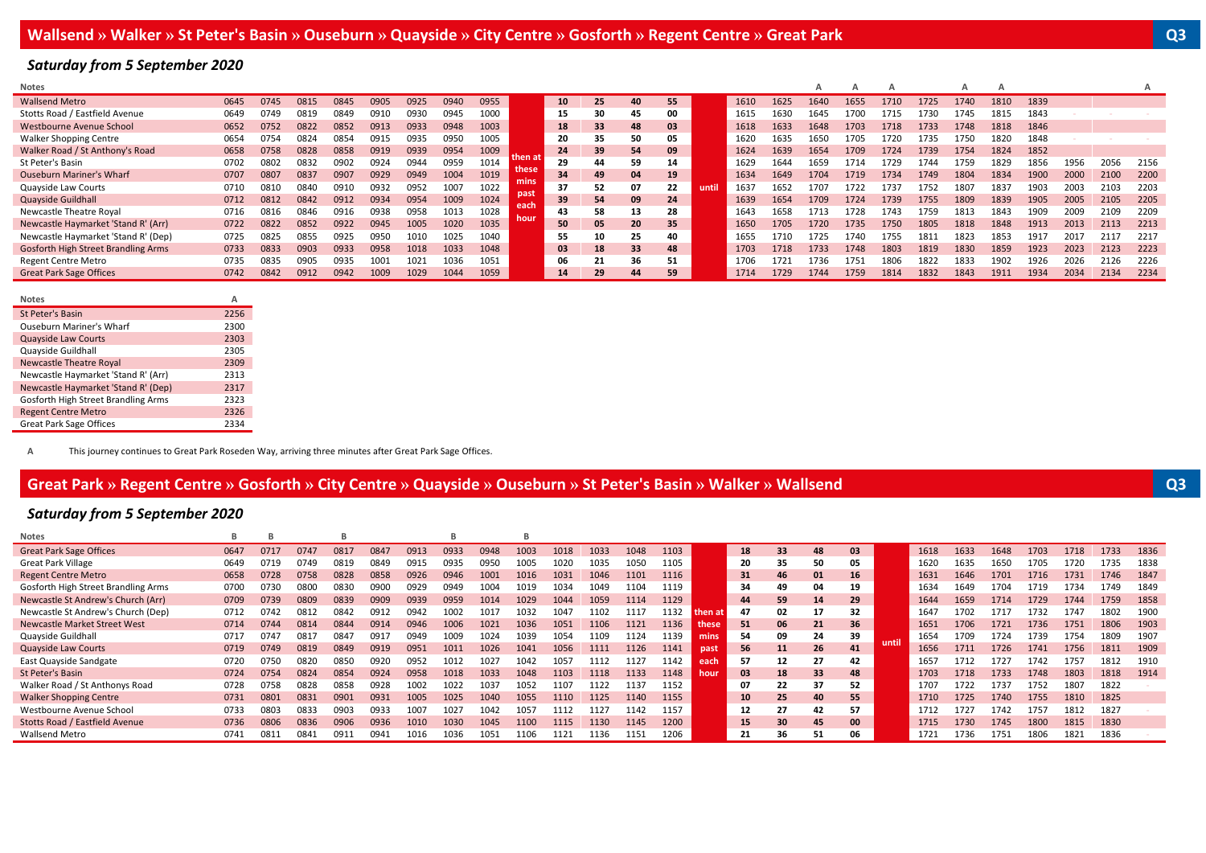## Wallsend » Walker » St Peter's Basin » Ouseburn » Quayside » City Centre » Gosforth » Regent Centre » Great Park — Q3

### *Saturday from 5 September 2020*

| Notes | | | | | | | | | | | | | | | | | A | A | A | | A | A | | | | A |
|---|---|---|---|---|---|---|---|---|---|---|---|---|---|---|---|---|---|---|---|---|---|---|---|---|---|---|
| Wallsend Metro | 0645 | 0745 | 0815 | 0845 | 0905 | 0925 | 0940 | 0955 | then at these mins past each hour | 10 | 25 | 40 | 55 | until | 1610 | 1625 | 1640 | 1655 | 1710 | 1725 | 1740 | 1810 | 1839 | | | |
| Stotts Road / Eastfield Avenue | 0649 | 0749 | 0819 | 0849 | 0910 | 0930 | 0945 | 1000 | | 15 | 30 | 45 | 00 | | 1615 | 1630 | 1645 | 1700 | 1715 | 1730 | 1745 | 1815 | 1843 | - | - | - |
| Westbourne Avenue School | 0652 | 0752 | 0822 | 0852 | 0913 | 0933 | 0948 | 1003 | | 18 | 33 | 48 | 03 | | 1618 | 1633 | 1648 | 1703 | 1718 | 1733 | 1748 | 1818 | 1846 | | | |
| Walker Shopping Centre | 0654 | 0754 | 0824 | 0854 | 0915 | 0935 | 0950 | 1005 | | 20 | 35 | 50 | 05 | | 1620 | 1635 | 1650 | 1705 | 1720 | 1735 | 1750 | 1820 | 1848 | - | - | - |
| Walker Road / St Anthony's Road | 0658 | 0758 | 0828 | 0858 | 0919 | 0939 | 0954 | 1009 | | 24 | 39 | 54 | 09 | | 1624 | 1639 | 1654 | 1709 | 1724 | 1739 | 1754 | 1824 | 1852 | | | |
| St Peter's Basin | 0702 | 0802 | 0832 | 0902 | 0924 | 0944 | 0959 | 1014 | | 29 | 44 | 59 | 14 | | 1629 | 1644 | 1659 | 1714 | 1729 | 1744 | 1759 | 1829 | 1856 | 1956 | 2056 | 2156 |
| Ouseburn Mariner's Wharf | 0707 | 0807 | 0837 | 0907 | 0929 | 0949 | 1004 | 1019 | | 34 | 49 | 04 | 19 | | 1634 | 1649 | 1704 | 1719 | 1734 | 1749 | 1804 | 1834 | 1900 | 2000 | 2100 | 2200 |
| Quayside Law Courts | 0710 | 0810 | 0840 | 0910 | 0932 | 0952 | 1007 | 1022 | | 37 | 52 | 07 | 22 | | 1637 | 1652 | 1707 | 1722 | 1737 | 1752 | 1807 | 1837 | 1903 | 2003 | 2103 | 2203 |
| Quayside Guildhall | 0712 | 0812 | 0842 | 0912 | 0934 | 0954 | 1009 | 1024 | | 39 | 54 | 09 | 24 | | 1639 | 1654 | 1709 | 1724 | 1739 | 1755 | 1809 | 1839 | 1905 | 2005 | 2105 | 2205 |
| Newcastle Theatre Royal | 0716 | 0816 | 0846 | 0916 | 0938 | 0958 | 1013 | 1028 | | 43 | 58 | 13 | 28 | | 1643 | 1658 | 1713 | 1728 | 1743 | 1759 | 1813 | 1843 | 1909 | 2009 | 2109 | 2209 |
| Newcastle Haymarket 'Stand R' (Arr) | 0722 | 0822 | 0852 | 0922 | 0945 | 1005 | 1020 | 1035 | | 50 | 05 | 20 | 35 | | 1650 | 1705 | 1720 | 1735 | 1750 | 1805 | 1818 | 1848 | 1913 | 2013 | 2113 | 2213 |
| Newcastle Haymarket 'Stand R' (Dep) | 0725 | 0825 | 0855 | 0925 | 0950 | 1010 | 1025 | 1040 | | 55 | 10 | 25 | 40 | | 1655 | 1710 | 1725 | 1740 | 1755 | 1811 | 1823 | 1853 | 1917 | 2017 | 2117 | 2217 |
| Gosforth High Street Brandling Arms | 0733 | 0833 | 0903 | 0933 | 0958 | 1018 | 1033 | 1048 | | 03 | 18 | 33 | 48 | | 1703 | 1718 | 1733 | 1748 | 1803 | 1819 | 1830 | 1859 | 1923 | 2023 | 2123 | 2223 |
| Regent Centre Metro | 0735 | 0835 | 0905 | 0935 | 1001 | 1021 | 1036 | 1051 | | 06 | 21 | 36 | 51 | | 1706 | 1721 | 1736 | 1751 | 1806 | 1822 | 1833 | 1902 | 1926 | 2026 | 2126 | 2226 |
| Great Park Sage Offices | 0742 | 0842 | 0912 | 0942 | 1009 | 1029 | 1044 | 1059 | | 14 | 29 | 44 | 59 | | 1714 | 1729 | 1744 | 1759 | 1814 | 1832 | 1843 | 1911 | 1934 | 2034 | 2134 | 2234 |

| Notes | A |
|---|---|
| St Peter's Basin | 2256 |
| Ouseburn Mariner's Wharf | 2300 |
| Quayside Law Courts | 2303 |
| Quayside Guildhall | 2305 |
| Newcastle Theatre Royal | 2309 |
| Newcastle Haymarket 'Stand R' (Arr) | 2313 |
| Newcastle Haymarket 'Stand R' (Dep) | 2317 |
| Gosforth High Street Brandling Arms | 2323 |
| Regent Centre Metro | 2326 |
| Great Park Sage Offices | 2334 |

A This journey continues to Great Park Roseden Way, arriving three minutes after Great Park Sage Offices.

## Great Park » Regent Centre » Gosforth » City Centre » Quayside » Ouseburn » St Peter's Basin » Walker » Wallsend — Q3

### *Saturday from 5 September 2020*

| Notes | B | B | | B | | | B | | B | | | | | | | | | | | | | | | | | |
|---|---|---|---|---|---|---|---|---|---|---|---|---|---|---|---|---|---|---|---|---|---|---|---|---|---|---|
| Great Park Sage Offices | 0647 | 0717 | 0747 | 0817 | 0847 | 0913 | 0933 | 0948 | 1003 | 1018 | 1033 | 1048 | 1103 | then at these mins past each hour | 18 | 33 | 48 | 03 | until | 1618 | 1633 | 1648 | 1703 | 1718 | 1733 | 1836 |
| Great Park Village | 0649 | 0719 | 0749 | 0819 | 0849 | 0915 | 0935 | 0950 | 1005 | 1020 | 1035 | 1050 | 1105 | | 20 | 35 | 50 | 05 | | 1620 | 1635 | 1650 | 1705 | 1720 | 1735 | 1838 |
| Regent Centre Metro | 0658 | 0728 | 0758 | 0828 | 0858 | 0926 | 0946 | 1001 | 1016 | 1031 | 1046 | 1101 | 1116 | | 31 | 46 | 01 | 16 | | 1631 | 1646 | 1701 | 1716 | 1731 | 1746 | 1847 |
| Gosforth High Street Brandling Arms | 0700 | 0730 | 0800 | 0830 | 0900 | 0929 | 0949 | 1004 | 1019 | 1034 | 1049 | 1104 | 1119 | | 34 | 49 | 04 | 19 | | 1634 | 1649 | 1704 | 1719 | 1734 | 1749 | 1849 |
| Newcastle St Andrew's Church (Arr) | 0709 | 0739 | 0809 | 0839 | 0909 | 0939 | 0959 | 1014 | 1029 | 1044 | 1059 | 1114 | 1129 | | 44 | 59 | 14 | 29 | | 1644 | 1659 | 1714 | 1729 | 1744 | 1759 | 1858 |
| Newcastle St Andrew's Church (Dep) | 0712 | 0742 | 0812 | 0842 | 0912 | 0942 | 1002 | 1017 | 1032 | 1047 | 1102 | 1117 | 1132 | | 47 | 02 | 17 | 32 | | 1647 | 1702 | 1717 | 1732 | 1747 | 1802 | 1900 |
| Newcastle Market Street West | 0714 | 0744 | 0814 | 0844 | 0914 | 0946 | 1006 | 1021 | 1036 | 1051 | 1106 | 1121 | 1136 | | 51 | 06 | 21 | 36 | | 1651 | 1706 | 1721 | 1736 | 1751 | 1806 | 1903 |
| Quayside Guildhall | 0717 | 0747 | 0817 | 0847 | 0917 | 0949 | 1009 | 1024 | 1039 | 1054 | 1109 | 1124 | 1139 | | 54 | 09 | 24 | 39 | | 1654 | 1709 | 1724 | 1739 | 1754 | 1809 | 1907 |
| Quayside Law Courts | 0719 | 0749 | 0819 | 0849 | 0919 | 0951 | 1011 | 1026 | 1041 | 1056 | 1111 | 1126 | 1141 | | 56 | 11 | 26 | 41 | | 1656 | 1711 | 1726 | 1741 | 1756 | 1811 | 1909 |
| East Quayside Sandgate | 0720 | 0750 | 0820 | 0850 | 0920 | 0952 | 1012 | 1027 | 1042 | 1057 | 1112 | 1127 | 1142 | | 57 | 12 | 27 | 42 | | 1657 | 1712 | 1727 | 1742 | 1757 | 1812 | 1910 |
| St Peter's Basin | 0724 | 0754 | 0824 | 0854 | 0924 | 0958 | 1018 | 1033 | 1048 | 1103 | 1118 | 1133 | 1148 | | 03 | 18 | 33 | 48 | | 1703 | 1718 | 1733 | 1748 | 1803 | 1818 | 1914 |
| Walker Road / St Anthonys Road | 0728 | 0758 | 0828 | 0858 | 0928 | 1002 | 1022 | 1037 | 1052 | 1107 | 1122 | 1137 | 1152 | | 07 | 22 | 37 | 52 | | 1707 | 1722 | 1737 | 1752 | 1807 | 1822 | - |
| Walker Shopping Centre | 0731 | 0801 | 0831 | 0901 | 0931 | 1005 | 1025 | 1040 | 1055 | 1110 | 1125 | 1140 | 1155 | | 10 | 25 | 40 | 55 | | 1710 | 1725 | 1740 | 1755 | 1810 | 1825 | |
| Westbourne Avenue School | 0733 | 0803 | 0833 | 0903 | 0933 | 1007 | 1027 | 1042 | 1057 | 1112 | 1127 | 1142 | 1157 | | 12 | 27 | 42 | 57 | | 1712 | 1727 | 1742 | 1757 | 1812 | 1827 | - |
| Stotts Road / Eastfield Avenue | 0736 | 0806 | 0836 | 0906 | 0936 | 1010 | 1030 | 1045 | 1100 | 1115 | 1130 | 1145 | 1200 | | 15 | 30 | 45 | 00 | | 1715 | 1730 | 1745 | 1800 | 1815 | 1830 | |
| Wallsend Metro | 0741 | 0811 | 0841 | 0911 | 0941 | 1016 | 1036 | 1051 | 1106 | 1121 | 1136 | 1151 | 1206 | | 21 | 36 | 51 | 06 | | 1721 | 1736 | 1751 | 1806 | 1821 | 1836 | - |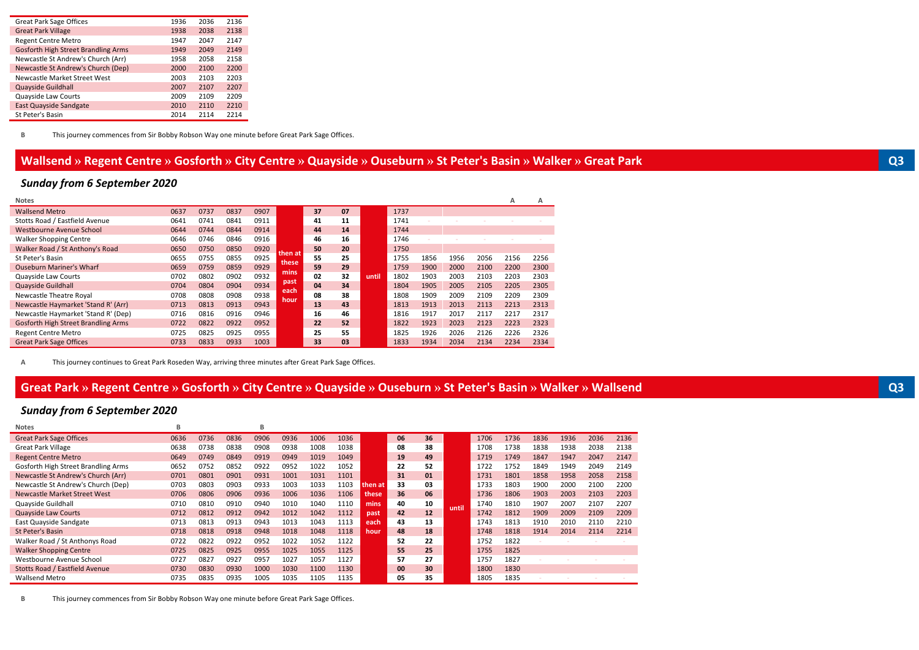| | | | |
|---|---|---|---|
| Great Park Sage Offices | 1936 | 2036 | 2136 |
| Great Park Village | 1938 | 2038 | 2138 |
| Regent Centre Metro | 1947 | 2047 | 2147 |
| Gosforth High Street Brandling Arms | 1949 | 2049 | 2149 |
| Newcastle St Andrew's Church (Arr) | 1958 | 2058 | 2158 |
| Newcastle St Andrew's Church (Dep) | 2000 | 2100 | 2200 |
| Newcastle Market Street West | 2003 | 2103 | 2203 |
| Quayside Guildhall | 2007 | 2107 | 2207 |
| Quayside Law Courts | 2009 | 2109 | 2209 |
| East Quayside Sandgate | 2010 | 2110 | 2210 |
| St Peter's Basin | 2014 | 2114 | 2214 |

**B** This journey commences from Sir Bobby Robson Way one minute before Great Park Sage Offices.

## Wallsend » Regent Centre » Gosforth » City Centre » Quayside » Ouseburn » St Peter's Basin » Walker » Great Park — Q3

### *Sunday from 6 September 2020*

| Notes | | | | | | | | | | | | | | A | A |
|---|---|---|---|---|---|---|---|---|---|---|---|---|---|---|---|
| Wallsend Metro | 0637 | 0737 | 0837 | 0907 | then at these mins past each hour | 37 | 07 | until | 1737 | - | - | - | - | - | - |
| Stotts Road / Eastfield Avenue | 0641 | 0741 | 0841 | 0911 | | 41 | 11 | | 1741 | - | - | - | - | - | - |
| Westbourne Avenue School | 0644 | 0744 | 0844 | 0914 | | 44 | 14 | | 1744 | - | - | - | - | - | - |
| Walker Shopping Centre | 0646 | 0746 | 0846 | 0916 | | 46 | 16 | | 1746 | - | - | - | - | - | - |
| Walker Road / St Anthony's Road | 0650 | 0750 | 0850 | 0920 | | 50 | 20 | | 1750 | - | - | - | - | - | - |
| St Peter's Basin | 0655 | 0755 | 0855 | 0925 | | 55 | 25 | | 1755 | 1856 | 1956 | 2056 | 2156 | 2256 | |
| Ouseburn Mariner's Wharf | 0659 | 0759 | 0859 | 0929 | | 59 | 29 | | 1759 | 1900 | 2000 | 2100 | 2200 | 2300 | |
| Quayside Law Courts | 0702 | 0802 | 0902 | 0932 | | 02 | 32 | | 1802 | 1903 | 2003 | 2103 | 2203 | 2303 | |
| Quayside Guildhall | 0704 | 0804 | 0904 | 0934 | | 04 | 34 | | 1804 | 1905 | 2005 | 2105 | 2205 | 2305 | |
| Newcastle Theatre Royal | 0708 | 0808 | 0908 | 0938 | | 08 | 38 | | 1808 | 1909 | 2009 | 2109 | 2209 | 2309 | |
| Newcastle Haymarket 'Stand R' (Arr) | 0713 | 0813 | 0913 | 0943 | | 13 | 43 | | 1813 | 1913 | 2013 | 2113 | 2213 | 2313 | |
| Newcastle Haymarket 'Stand R' (Dep) | 0716 | 0816 | 0916 | 0946 | | 16 | 46 | | 1816 | 1917 | 2017 | 2117 | 2217 | 2317 | |
| Gosforth High Street Brandling Arms | 0722 | 0822 | 0922 | 0952 | | 22 | 52 | | 1822 | 1923 | 2023 | 2123 | 2223 | 2323 | |
| Regent Centre Metro | 0725 | 0825 | 0925 | 0955 | | 25 | 55 | | 1825 | 1926 | 2026 | 2126 | 2226 | 2326 | |
| Great Park Sage Offices | 0733 | 0833 | 0933 | 1003 | | 33 | 03 | | 1833 | 1934 | 2034 | 2134 | 2234 | 2334 | |

**A** This journey continues to Great Park Roseden Way, arriving three minutes after Great Park Sage Offices.

## Great Park » Regent Centre » Gosforth » City Centre » Quayside » Ouseburn » St Peter's Basin » Walker » Wallsend — Q3

### *Sunday from 6 September 2020*

| Notes | B | | | B | | | | | | | | | | | | | |
|---|---|---|---|---|---|---|---|---|---|---|---|---|---|---|---|---|---|
| Great Park Sage Offices | 0636 | 0736 | 0836 | 0906 | 0936 | 1006 | 1036 | then at these mins past each hour | 06 | 36 | until | 1706 | 1736 | 1836 | 1936 | 2036 | 2136 |
| Great Park Village | 0638 | 0738 | 0838 | 0908 | 0938 | 1008 | 1038 | | 08 | 38 | | 1708 | 1738 | 1838 | 1938 | 2038 | 2138 |
| Regent Centre Metro | 0649 | 0749 | 0849 | 0919 | 0949 | 1019 | 1049 | | 19 | 49 | | 1719 | 1749 | 1847 | 1947 | 2047 | 2147 |
| Gosforth High Street Brandling Arms | 0652 | 0752 | 0852 | 0922 | 0952 | 1022 | 1052 | | 22 | 52 | | 1722 | 1752 | 1849 | 1949 | 2049 | 2149 |
| Newcastle St Andrew's Church (Arr) | 0701 | 0801 | 0901 | 0931 | 1001 | 1031 | 1101 | | 31 | 01 | | 1731 | 1801 | 1858 | 1958 | 2058 | 2158 |
| Newcastle St Andrew's Church (Dep) | 0703 | 0803 | 0903 | 0933 | 1003 | 1033 | 1103 | | 33 | 03 | | 1733 | 1803 | 1900 | 2000 | 2100 | 2200 |
| Newcastle Market Street West | 0706 | 0806 | 0906 | 0936 | 1006 | 1036 | 1106 | | 36 | 06 | | 1736 | 1806 | 1903 | 2003 | 2103 | 2203 |
| Quayside Guildhall | 0710 | 0810 | 0910 | 0940 | 1010 | 1040 | 1110 | | 40 | 10 | | 1740 | 1810 | 1907 | 2007 | 2107 | 2207 |
| Quayside Law Courts | 0712 | 0812 | 0912 | 0942 | 1012 | 1042 | 1112 | | 42 | 12 | | 1742 | 1812 | 1909 | 2009 | 2109 | 2209 |
| East Quayside Sandgate | 0713 | 0813 | 0913 | 0943 | 1013 | 1043 | 1113 | | 43 | 13 | | 1743 | 1813 | 1910 | 2010 | 2110 | 2210 |
| St Peter's Basin | 0718 | 0818 | 0918 | 0948 | 1018 | 1048 | 1118 | | 48 | 18 | | 1748 | 1818 | 1914 | 2014 | 2114 | 2214 |
| Walker Road / St Anthonys Road | 0722 | 0822 | 0922 | 0952 | 1022 | 1052 | 1122 | | 52 | 22 | | 1752 | 1822 | - | - | - | - |
| Walker Shopping Centre | 0725 | 0825 | 0925 | 0955 | 1025 | 1055 | 1125 | | 55 | 25 | | 1755 | 1825 | - | - | - | - |
| Westbourne Avenue School | 0727 | 0827 | 0927 | 0957 | 1027 | 1057 | 1127 | | 57 | 27 | | 1757 | 1827 | - | - | - | - |
| Stotts Road / Eastfield Avenue | 0730 | 0830 | 0930 | 1000 | 1030 | 1100 | 1130 | | 00 | 30 | | 1800 | 1830 | - | - | - | - |
| Wallsend Metro | 0735 | 0835 | 0935 | 1005 | 1035 | 1105 | 1135 | | 05 | 35 | | 1805 | 1835 | - | - | - | - |

**B** This journey commences from Sir Bobby Robson Way one minute before Great Park Sage Offices.